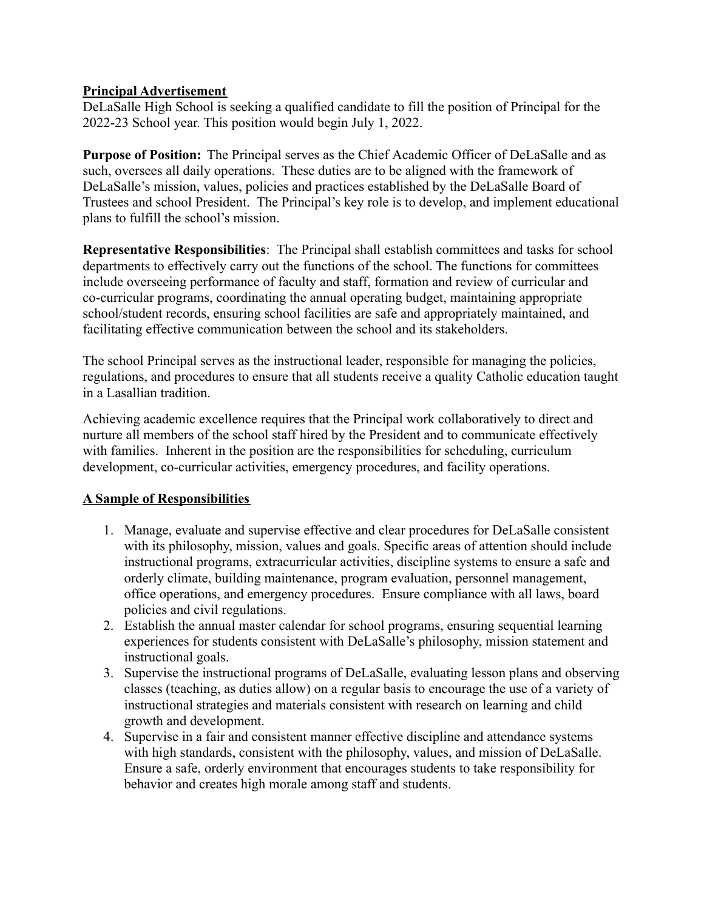**Principal Advertisement**

DeLaSalle High School is seeking a qualified candidate to fill the position of Principal for the 2022-23 School year. This position would begin July 1, 2022.

**Purpose of Position:** The Principal serves as the Chief Academic Officer of DeLaSalle and as such, oversees all daily operations. These duties are to be aligned with the framework of DeLaSalle's mission, values, policies and practices established by the DeLaSalle Board of Trustees and school President. The Principal's key role is to develop, and implement educational plans to fulfill the school's mission.

**Representative Responsibilities**: The Principal shall establish committees and tasks for school departments to effectively carry out the functions of the school. The functions for committees include overseeing performance of faculty and staff, formation and review of curricular and co-curricular programs, coordinating the annual operating budget, maintaining appropriate school/student records, ensuring school facilities are safe and appropriately maintained, and facilitating effective communication between the school and its stakeholders.

The school Principal serves as the instructional leader, responsible for managing the policies, regulations, and procedures to ensure that all students receive a quality Catholic education taught in a Lasallian tradition.

Achieving academic excellence requires that the Principal work collaboratively to direct and nurture all members of the school staff hired by the President and to communicate effectively with families. Inherent in the position are the responsibilities for scheduling, curriculum development, co-curricular activities, emergency procedures, and facility operations.

**A Sample of Responsibilities**

1. Manage, evaluate and supervise effective and clear procedures for DeLaSalle consistent with its philosophy, mission, values and goals. Specific areas of attention should include instructional programs, extracurricular activities, discipline systems to ensure a safe and orderly climate, building maintenance, program evaluation, personnel management, office operations, and emergency procedures. Ensure compliance with all laws, board policies and civil regulations.
2. Establish the annual master calendar for school programs, ensuring sequential learning experiences for students consistent with DeLaSalle's philosophy, mission statement and instructional goals.
3. Supervise the instructional programs of DeLaSalle, evaluating lesson plans and observing classes (teaching, as duties allow) on a regular basis to encourage the use of a variety of instructional strategies and materials consistent with research on learning and child growth and development.
4. Supervise in a fair and consistent manner effective discipline and attendance systems with high standards, consistent with the philosophy, values, and mission of DeLaSalle. Ensure a safe, orderly environment that encourages students to take responsibility for behavior and creates high morale among staff and students.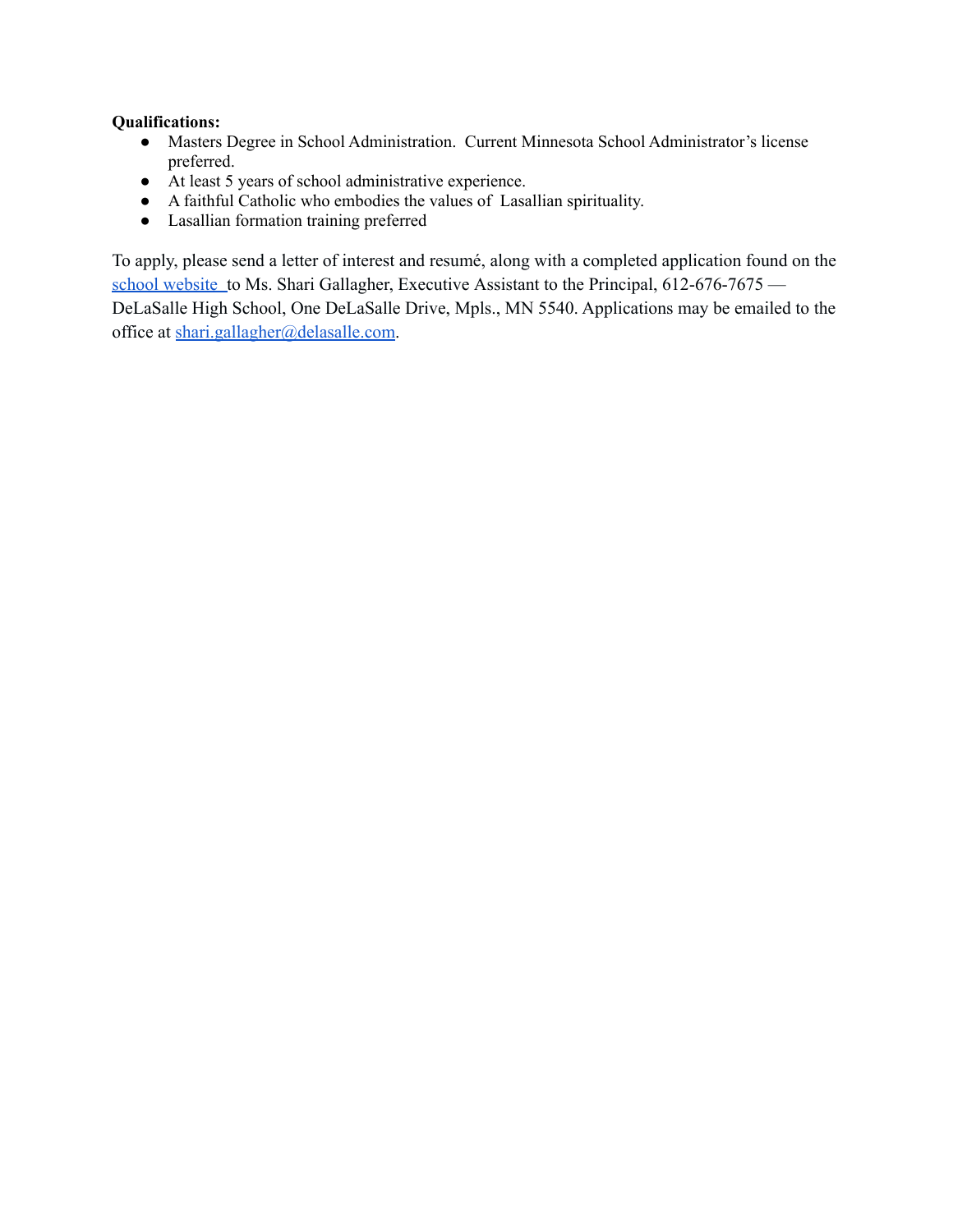**Qualifications:**

- Masters Degree in School Administration.  Current Minnesota School Administrator's license preferred.
- At least 5 years of school administrative experience.
- A faithful Catholic who embodies the values of  Lasallian spirituality.
- Lasallian formation training preferred

To apply, please send a letter of interest and resumé, along with a completed application found on the school website to Ms. Shari Gallagher, Executive Assistant to the Principal, 612-676-7675 — DeLaSalle High School, One DeLaSalle Drive, Mpls., MN 5540. Applications may be emailed to the office at shari.gallagher@delasalle.com.